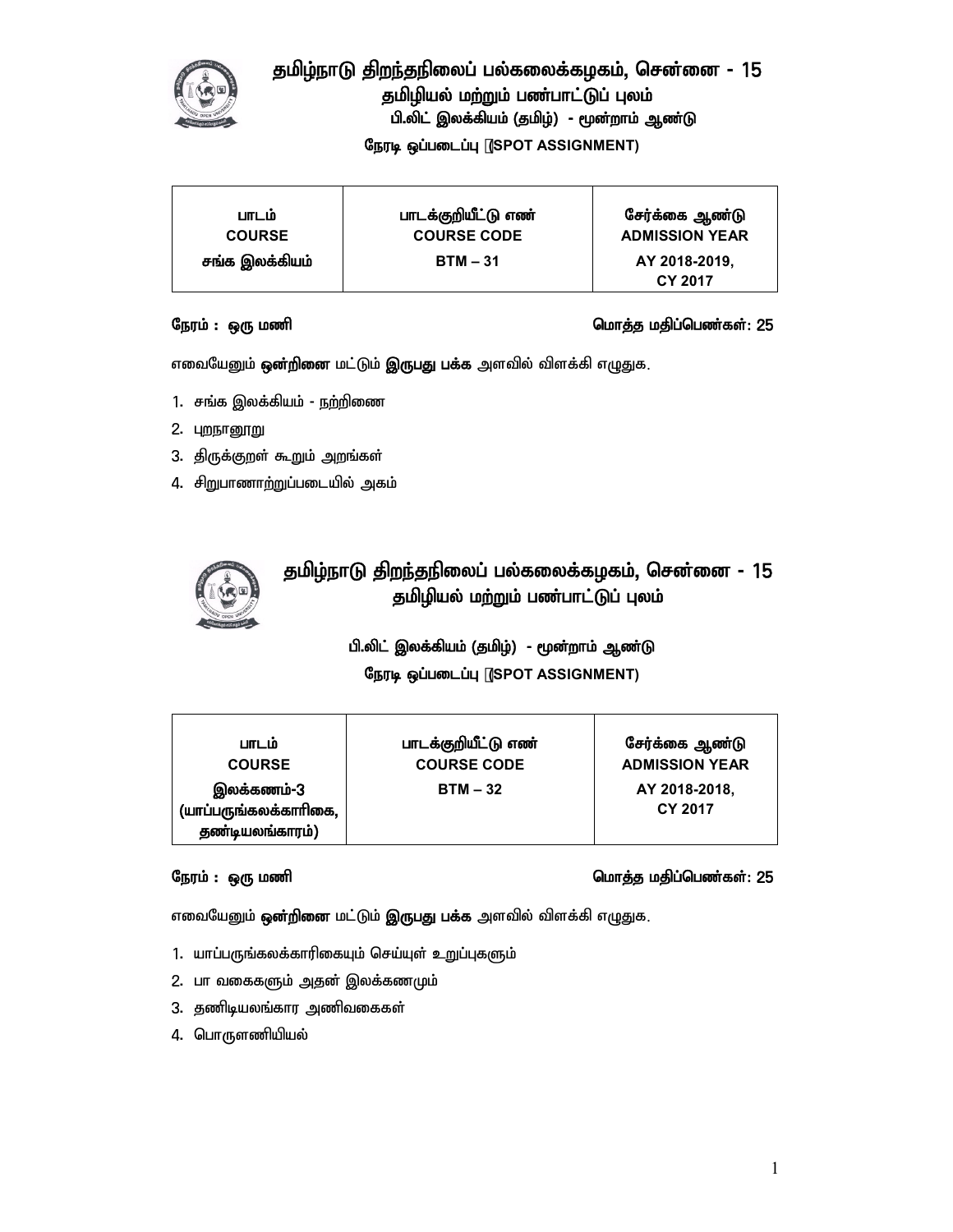# தமிழ்நாடு திறந்தநிலைப் பல்கலைக்கழகம், சென்னை - 15

## தமிழியல் மற்றும் பண்பாட்டுப் புலம்

### பி.லிட் இலக்கியம் (தமிழ்) - மூன்றாம் ஆண்டு

### நேரடி ஒப்படைப்பு (SPOT ASSIGNMENT)

| பாடம் COURSE | பாடக்குறியீட்டு எண் COURSE CODE | சேர்க்கை ஆண்டு ADMISSION YEAR |
|---|---|---|
| சங்க இலக்கியம் | BTM – 31 | AY 2018-2019, CY 2017 |

**நேரம் : ஒரு மணி** **மொத்த மதிப்பெண்கள்: 25**

எவையேனும் **ஒன்றினை** மட்டும் **இருபது பக்க** அளவில் விளக்கி எழுதுக.

1. சங்க இலக்கியம் - நற்றிணை
2. புறநானூறு
3. திருக்குறள் கூறும் அறங்கள்
4. சிறுபாணாற்றுப்படையில் அகம்

# தமிழ்நாடு திறந்தநிலைப் பல்கலைக்கழகம், சென்னை - 15

## தமிழியல் மற்றும் பண்பாட்டுப் புலம்

### பி.லிட் இலக்கியம் (தமிழ்) - மூன்றாம் ஆண்டு

### நேரடி ஒப்படைப்பு (SPOT ASSIGNMENT)

| பாடம் COURSE | பாடக்குறியீட்டு எண் COURSE CODE | சேர்க்கை ஆண்டு ADMISSION YEAR |
|---|---|---|
| இலக்கணம்-3 (யாப்பருங்கலக்காரிகை, தண்டியலங்காரம்) | BTM – 32 | AY 2018-2018, CY 2017 |

**நேரம் : ஒரு மணி** **மொத்த மதிப்பெண்கள்: 25**

எவையேனும் **ஒன்றினை** மட்டும் **இருபது பக்க** அளவில் விளக்கி எழுதுக.

1. யாப்பருங்கலக்காரிகையும் செய்யுள் உறுப்புகளும்
2. பா வகைகளும் அதன் இலக்கணமும்
3. தணிடியலங்கார அணிவகைகள்
4. பொருளணியியல்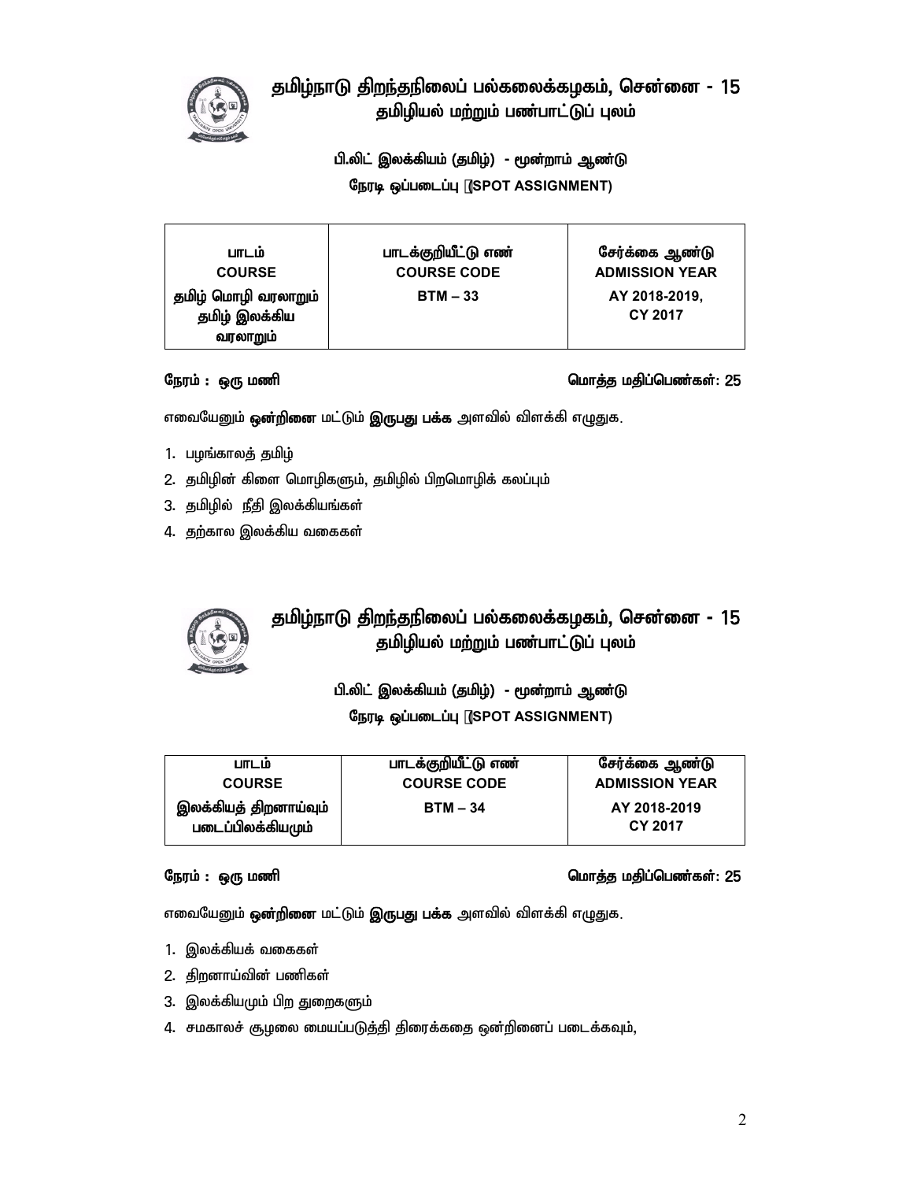## தமிழ்நாடு திறந்தநிலைப் பல்கலைக்கழகம், சென்னை - 15
### தமிழியல் மற்றும் பண்பாட்டுப் புலம்

**பி.லிட் இலக்கியம் (தமிழ்) - மூன்றாம் ஆண்டு**

**நேரடி ஒப்படைப்பு (SPOT ASSIGNMENT)**

| பாடம் COURSE | பாடக்குறியீட்டு எண் COURSE CODE | சேர்க்கை ஆண்டு ADMISSION YEAR |
|---|---|---|
| தமிழ் மொழி வரலாறும் தமிழ் இலக்கிய வரலாறும் | BTM – 33 | AY 2018-2019, CY 2017 |

**நேரம் : ஒரு மணி** **மொத்த மதிப்பெண்கள்: 25**

எவையேனும் **ஒன்றினை** மட்டும் **இருபது பக்க** அளவில் விளக்கி எழுதுக.

1. பழங்காலத் தமிழ்
2. தமிழின் கிளை மொழிகளும், தமிழில் பிறமொழிக் கலப்பும்
3. தமிழில் நீதி இலக்கியங்கள்
4. தற்கால இலக்கிய வகைகள்

## தமிழ்நாடு திறந்தநிலைப் பல்கலைக்கழகம், சென்னை - 15
### தமிழியல் மற்றும் பண்பாட்டுப் புலம்

**பி.லிட் இலக்கியம் (தமிழ்) - மூன்றாம் ஆண்டு**

**நேரடி ஒப்படைப்பு (SPOT ASSIGNMENT)**

| பாடம் COURSE | பாடக்குறியீட்டு எண் COURSE CODE | சேர்க்கை ஆண்டு ADMISSION YEAR |
|---|---|---|
| இலக்கியத் திறனாய்வும் படைப்பிலக்கியமும் | BTM – 34 | AY 2018-2019 CY 2017 |

**நேரம் : ஒரு மணி** **மொத்த மதிப்பெண்கள்: 25**

எவையேனும் **ஒன்றினை** மட்டும் **இருபது பக்க** அளவில் விளக்கி எழுதுக.

1. இலக்கியக் வகைகள்
2. திறனாய்வின் பணிகள்
3. இலக்கியமும் பிற துறைகளும்
4. சமகாலச் சூழலை மையப்படுத்தி திரைக்கதை ஒன்றினைப் படைக்கவும்,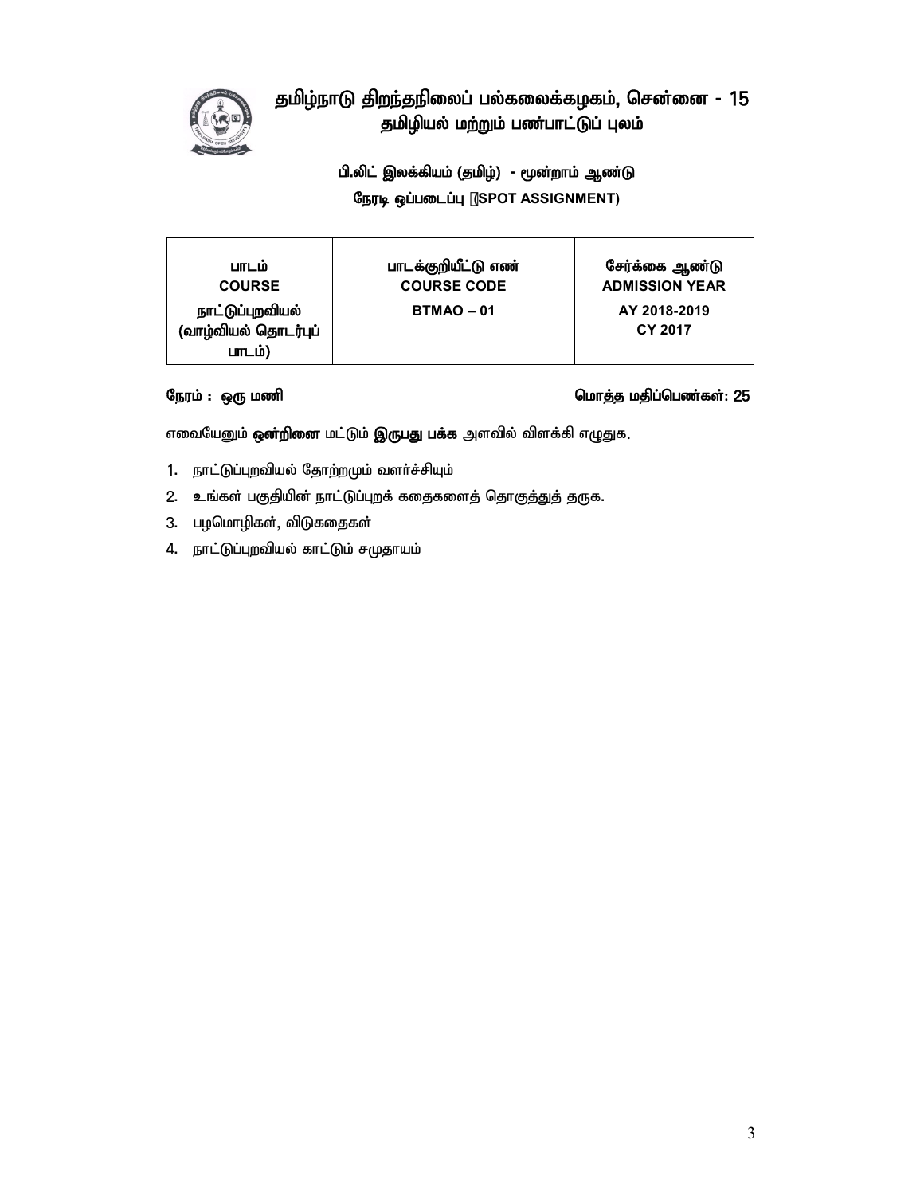# தமிழ்நாடு திறந்தநிலைப் பல்கலைக்கழகம், சென்னை - 15
## தமிழியல் மற்றும் பண்பாட்டுப் புலம்

### பி.லிட் இலக்கியம் (தமிழ்) - மூன்றாம் ஆண்டு
### நேரடி ஒப்படைப்பு (SPOT ASSIGNMENT)

| பாடம்<br>COURSE | பாடக்குறியீட்டு எண்<br>COURSE CODE | சேர்க்கை ஆண்டு<br>ADMISSION YEAR |
|---|---|---|
| நாட்டுப்புறவியல் (வாழ்வியல் தொடர்புப் பாடம்) | BTMAO – 01 | AY 2018-2019<br>CY 2017 |

**நேரம் : ஒரு மணி** **மொத்த மதிப்பெண்கள்: 25**

எவையேனும் **ஒன்றினை** மட்டும் **இருபது பக்க** அளவில் விளக்கி எழுதுக.

1. நாட்டுப்புறவியல் தோற்றமும் வளர்ச்சியும்
2. உங்கள் பகுதியின் நாட்டுப்புறக் கதைகளைத் தொகுத்துத் தருக.
3. பழமொழிகள், விடுகதைகள்
4. நாட்டுப்புறவியல் காட்டும் சமுதாயம்